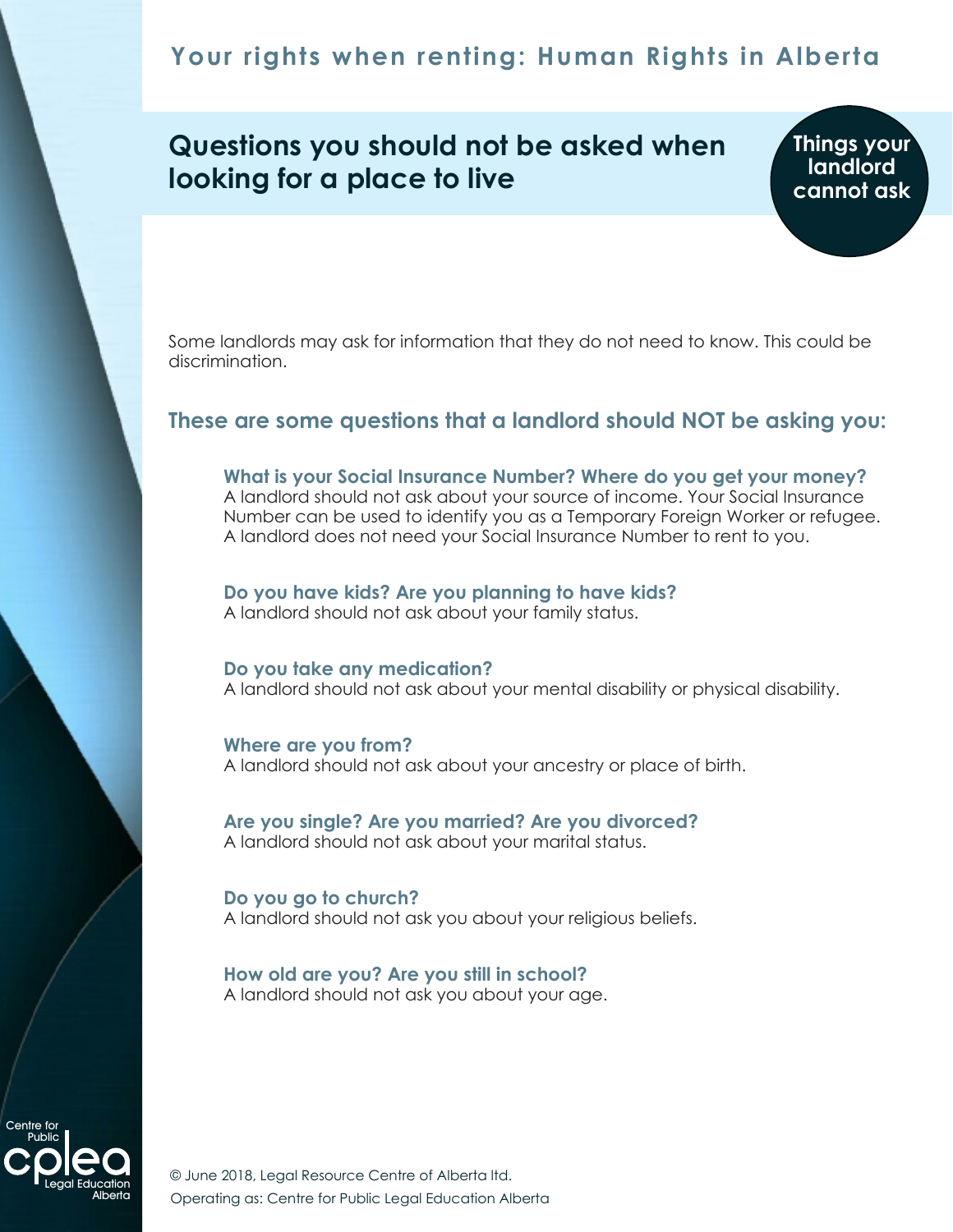# Your rights when renting: Human Rights in Alberta

## Questions you should not be asked when looking for a place to live

**Things your landlord cannot ask**

Some landlords may ask for information that they do not need to know. This could be discrimination.

### These are some questions that a landlord should NOT be asking you:

**What is your Social Insurance Number? Where do you get your money?**
A landlord should not ask about your source of income. Your Social Insurance Number can be used to identify you as a Temporary Foreign Worker or refugee. A landlord does not need your Social Insurance Number to rent to you.

**Do you have kids? Are you planning to have kids?**
A landlord should not ask about your family status.

**Do you take any medication?**
A landlord should not ask about your mental disability or physical disability.

**Where are you from?**
A landlord should not ask about your ancestry or place of birth.

**Are you single? Are you married? Are you divorced?**
A landlord should not ask about your marital status.

**Do you go to church?**
A landlord should not ask you about your religious beliefs.

**How old are you? Are you still in school?**
A landlord should not ask you about your age.

Centre for Public Legal Education Alberta

© June 2018, Legal Resource Centre of Alberta ltd.
Operating as: Centre for Public Legal Education Alberta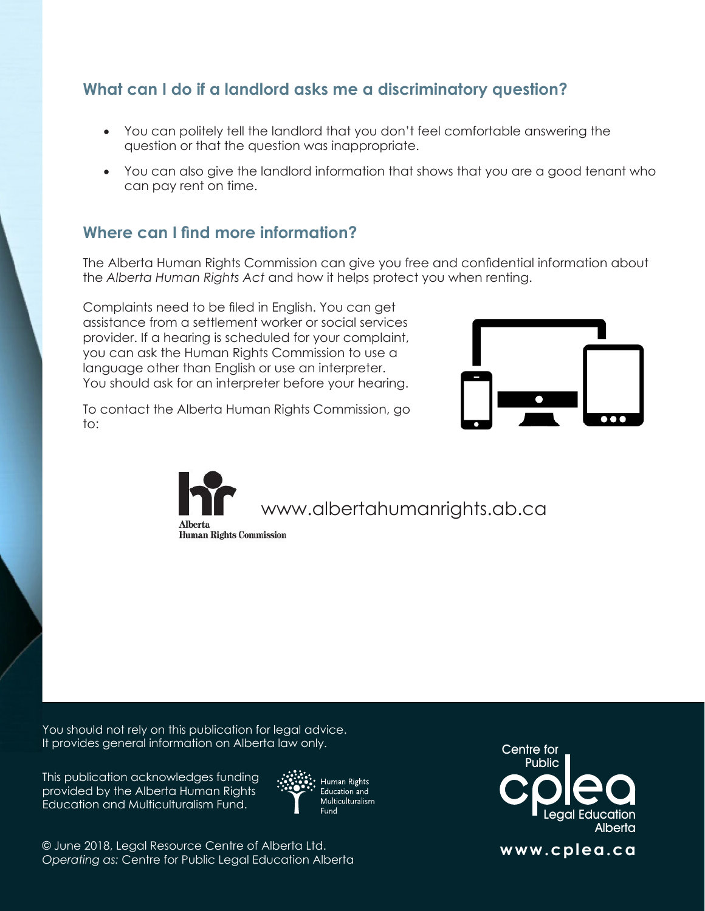## What can I do if a landlord asks me a discriminatory question?

- You can politely tell the landlord that you don't feel comfortable answering the question or that the question was inappropriate.
- You can also give the landlord information that shows that you are a good tenant who can pay rent on time.

## Where can I find more information?

The Alberta Human Rights Commission can give you free and confidential information about the *Alberta Human Rights Act* and how it helps protect you when renting.

Complaints need to be filed in English. You can get assistance from a settlement worker or social services provider. If a hearing is scheduled for your complaint, you can ask the Human Rights Commission to use a language other than English or use an interpreter. You should ask for an interpreter before your hearing.

To contact the Alberta Human Rights Commission, go to:

Alberta Human Rights Commission

www.albertahumanrights.ab.ca

You should not rely on this publication for legal advice. It provides general information on Alberta law only.

This publication acknowledges funding provided by the Alberta Human Rights Education and Multiculturalism Fund.

Human Rights Education and Multiculturalism Fund

© June 2018, Legal Resource Centre of Alberta Ltd. *Operating as:* Centre for Public Legal Education Alberta

Centre for Public Legal Education Alberta

www.cplea.ca